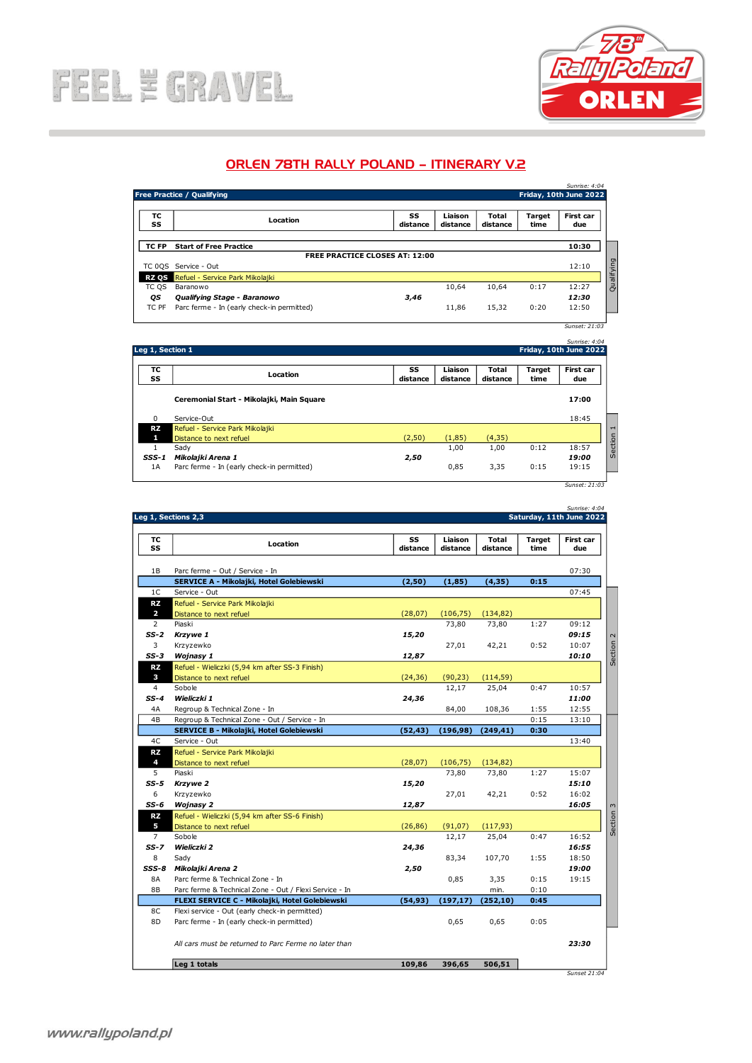FEEL THE GRAVEL

78th Rally Poland ORLEN

# ORLEN 78TH RALLY POLAND – ITINERARY V.2

Sunrise: 4:04

**Free Practice / Qualifying** — **Friday, 10th June 2022**

| TC SS | Location | SS distance | Liaison distance | Total distance | Target time | First car due |
|---|---|---|---|---|---|---|
| **TC FP** | **Start of Free Practice** | | | | | **10:30** |
| | **FREE PRACTICE CLOSES AT: 12:00** | | | | | |
| TC 0QS | Service - Out | | | | | 12:10 |
| **RZ QS** | Refuel - Service Park Mikolajki | | | | | |
| TC QS | Baranowo | | 10,64 | 10,64 | 0:17 | 12:27 |
| ***QS*** | ***Qualifying Stage - Baranowo*** | ***3,46*** | | | | ***12:30*** |
| TC PF | Parc ferme - In (early check-in permitted) | | 11,86 | 15,32 | 0:20 | 12:50 |

Qualifying

Sunset: 21:03

Sunrise: 4:04

**Leg 1, Section 1** — **Friday, 10th June 2022**

| TC SS | Location | SS distance | Liaison distance | Total distance | Target time | First car due |
|---|---|---|---|---|---|---|
| | **Ceremonial Start - Mikolajki, Main Square** | | | | | **17:00** |
| 0 | Service-Out | | | | | 18:45 |
| **RZ 1** | Refuel - Service Park Mikolajki / Distance to next refuel | (2,50) | (1,85) | (4,35) | | |
| 1 | Sady | | 1,00 | 1,00 | 0:12 | 18:57 |
| ***SSS-1*** | ***Mikolajki Arena 1*** | ***2,50*** | | | | ***19:00*** |
| 1A | Parc ferme - In (early check-in permitted) | | 0,85 | 3,35 | 0:15 | 19:15 |

Section 1

Sunset: 21:03

Sunrise: 4:04

**Leg 1, Sections 2,3** — **Saturday, 11th June 2022**

| TC SS | Location | SS distance | Liaison distance | Total distance | Target time | First car due |
|---|---|---|---|---|---|---|
| 1B | Parc ferme – Out / Service - In | | | | | 07:30 |
| | **SERVICE A - Mikolajki, Hotel Golebiewski** | **(2,50)** | **(1,85)** | **(4,35)** | **0:15** | |
| 1C | Service - Out | | | | | 07:45 |
| **RZ 2** | Refuel - Service Park Mikolajki / Distance to next refuel | (28,07) | (106,75) | (134,82) | | |
| 2 | Piaski | | 73,80 | 73,80 | 1:27 | 09:12 |
| ***SS-2*** | ***Krzywe 1*** | ***15,20*** | | | | ***09:15*** |
| 3 | Krzyzewko | | 27,01 | 42,21 | 0:52 | 10:07 |
| ***SS-3*** | ***Wojnasy 1*** | ***12,87*** | | | | ***10:10*** |
| **RZ 3** | Refuel - Wieliczki (5,94 km after SS-3 Finish) / Distance to next refuel | (24,36) | (90,23) | (114,59) | | |
| 4 | Sobole | | 12,17 | 25,04 | 0:47 | 10:57 |
| ***SS-4*** | ***Wieliczki 1*** | ***24,36*** | | | | ***11:00*** |
| 4A | Regroup & Technical Zone - In | | 84,00 | 108,36 | 1:55 | 12:55 |
| 4B | Regroup & Technical Zone - Out / Service - In | | | | 0:15 | 13:10 |
| | **SERVICE B - Mikolajki, Hotel Golebiewski** | **(52,43)** | **(196,98)** | **(249,41)** | **0:30** | |
| 4C | Service - Out | | | | | 13:40 |
| **RZ 4** | Refuel - Service Park Mikolajki / Distance to next refuel | (28,07) | (106,75) | (134,82) | | |
| 5 | Piaski | | 73,80 | 73,80 | 1:27 | 15:07 |
| ***SS-5*** | ***Krzywe 2*** | ***15,20*** | | | | ***15:10*** |
| 6 | Krzyzewko | | 27,01 | 42,21 | 0:52 | 16:02 |
| ***SS-6*** | ***Wojnasy 2*** | ***12,87*** | | | | ***16:05*** |
| **RZ 5** | Refuel - Wieliczki (5,94 km after SS-6 Finish) / Distance to next refuel | (26,86) | (91,07) | (117,93) | | |
| 7 | Sobole | | 12,17 | 25,04 | 0:47 | 16:52 |
| ***SS-7*** | ***Wieliczki 2*** | ***24,36*** | | | | ***16:55*** |
| 8 | Sady | | 83,34 | 107,70 | 1:55 | 18:50 |
| ***SSS-8*** | ***Mikolajki Arena 2*** | ***2,50*** | | | | ***19:00*** |
| 8A | Parc ferme & Technical Zone - In | | 0,85 | 3,35 | 0:15 | 19:15 |
| 8B | Parc ferme & Technical Zone - Out / Flexi Service - In | | | min. | 0:10 | |
| | **FLEXI SERVICE C - Mikolajki, Hotel Golebiewski** | **(54,93)** | **(197,17)** | **(252,10)** | **0:45** | |
| 8C | Flexi service - Out (early check-in permitted) | | | | | |
| 8D | Parc ferme - In (early check-in permitted) | | 0,65 | 0,65 | 0:05 | |
| | *All cars must be returned to Parc Ferme no later than* | | | | | ***23:30*** |
| | **Leg 1 totals** | **109,86** | **396,65** | **506,51** | | |

Section 2 / Section 3

Sunset 21:04

www.rallypoland.pl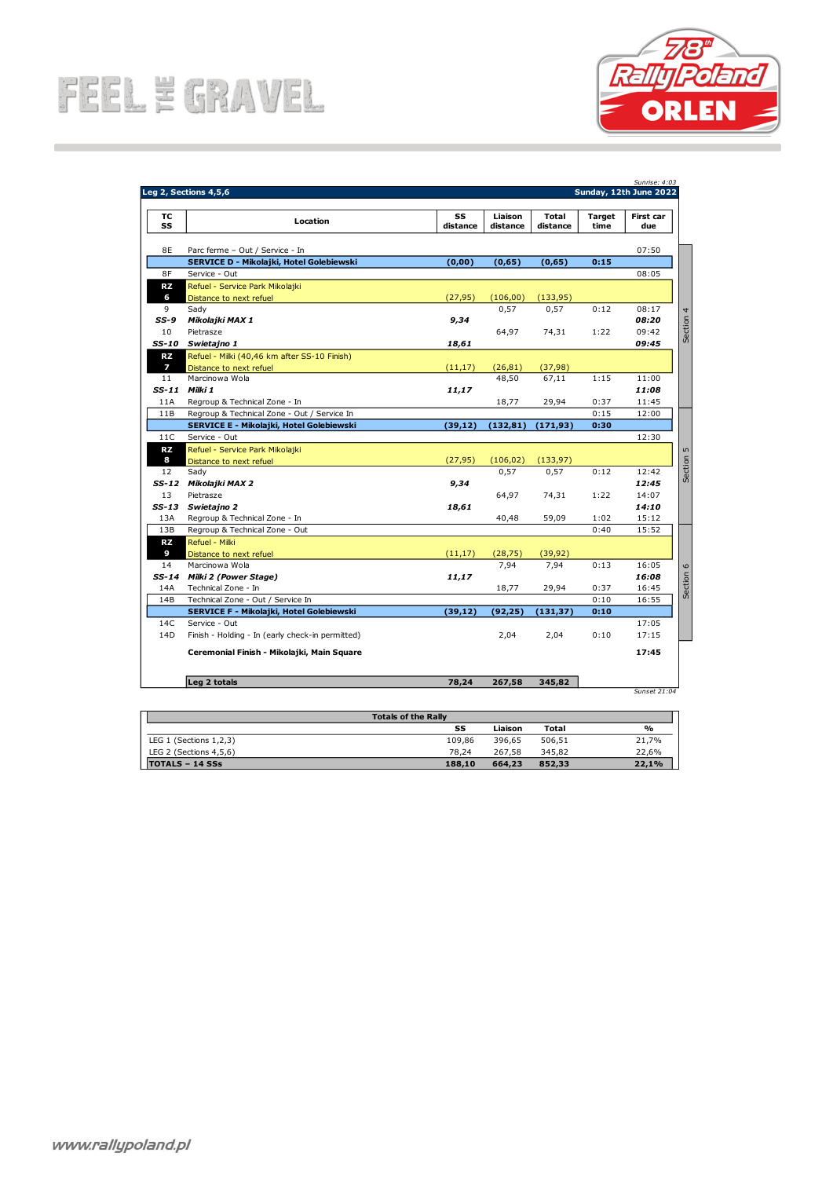FEEL THE GRAVEL

78th Rally Poland ORLEN

Sunrise: 4:03

**Leg 2, Sections 4,5,6** — **Sunday, 12th June 2022**

| TC SS | Location | SS distance | Liaison distance | Total distance | Target time | First car due | |
|---|---|---|---|---|---|---|---|
| 8E | Parc ferme – Out / Service - In | | | | | 07:50 | Section 4 |
| | **SERVICE D - Mikolajki, Hotel Golebiewski** | **(0,00)** | **(0,65)** | **(0,65)** | **0:15** | | |
| 8F | Service - Out | | | | | 08:05 | |
| **RZ 6** | Refuel - Service Park Mikolajki / Distance to next refuel | (27,95) | (106,00) | (133,95) | | | |
| 9 | Sady | | 0,57 | 0,57 | 0:12 | 08:17 | |
| ***SS-9*** | ***Mikolajki MAX 1*** | ***9,34*** | | | | ***08:20*** | |
| 10 | Pietrasze | | 64,97 | 74,31 | 1:22 | 09:42 | |
| ***SS-10*** | ***Swietajno 1*** | ***18,61*** | | | | ***09:45*** | |
| **RZ 7** | Refuel - Milki (40,46 km after SS-10 Finish) / Distance to next refuel | (11,17) | (26,81) | (37,98) | | | |
| 11 | Marcinowa Wola | | 48,50 | 67,11 | 1:15 | 11:00 | |
| ***SS-11*** | ***Milki 1*** | ***11,17*** | | | | ***11:08*** | |
| 11A | Regroup & Technical Zone - In | | 18,77 | 29,94 | 0:37 | 11:45 | |
| 11B | Regroup & Technical Zone - Out / Service In | | | | 0:15 | 12:00 | |
| | **SERVICE E - Mikolajki, Hotel Golebiewski** | **(39,12)** | **(132,81)** | **(171,93)** | **0:30** | | Section 5 |
| 11C | Service - Out | | | | | 12:30 | |
| **RZ 8** | Refuel - Service Park Mikolajki / Distance to next refuel | (27,95) | (106,02) | (133,97) | | | |
| 12 | Sady | | 0,57 | 0,57 | 0:12 | 12:42 | |
| ***SS-12*** | ***Mikolajki MAX 2*** | ***9,34*** | | | | ***12:45*** | |
| 13 | Pietrasze | | 64,97 | 74,31 | 1:22 | 14:07 | |
| ***SS-13*** | ***Swietajno 2*** | ***18,61*** | | | | ***14:10*** | |
| 13A | Regroup & Technical Zone - In | | 40,48 | 59,09 | 1:02 | 15:12 | |
| 13B | Regroup & Technical Zone - Out | | | | 0:40 | 15:52 | |
| **RZ 9** | Refuel - Milki / Distance to next refuel | (11,17) | (28,75) | (39,92) | | | Section 6 |
| 14 | Marcinowa Wola | | 7,94 | 7,94 | 0:13 | 16:05 | |
| ***SS-14*** | ***Milki 2 (Power Stage)*** | ***11,17*** | | | | ***16:08*** | |
| 14A | Technical Zone - In | | 18,77 | 29,94 | 0:37 | 16:45 | |
| 14B | Technical Zone - Out / Service In | | | | 0:10 | 16:55 | |
| | **SERVICE F - Mikolajki, Hotel Golebiewski** | **(39,12)** | **(92,25)** | **(131,37)** | **0:10** | | |
| 14C | Service - Out | | | | | 17:05 | |
| 14D | Finish - Holding - In (early check-in permitted) | | 2,04 | 2,04 | 0:10 | 17:15 | |
| | **Ceremonial Finish - Mikolajki, Main Square** | | | | | **17:45** | |
| | **Leg 2 totals** | **78,24** | **267,58** | **345,82** | | | |

Sunset 21:04

| **Totals of the Rally** | SS | Liaison | Total | % |
|---|---|---|---|---|
| LEG 1 (Sections 1,2,3) | 109,86 | 396,65 | 506,51 | 21,7% |
| LEG 2 (Sections 4,5,6) | 78,24 | 267,58 | 345,82 | 22,6% |
| **TOTALS – 14 SSs** | **188,10** | **664,23** | **852,33** | **22,1%** |

www.rallypoland.pl